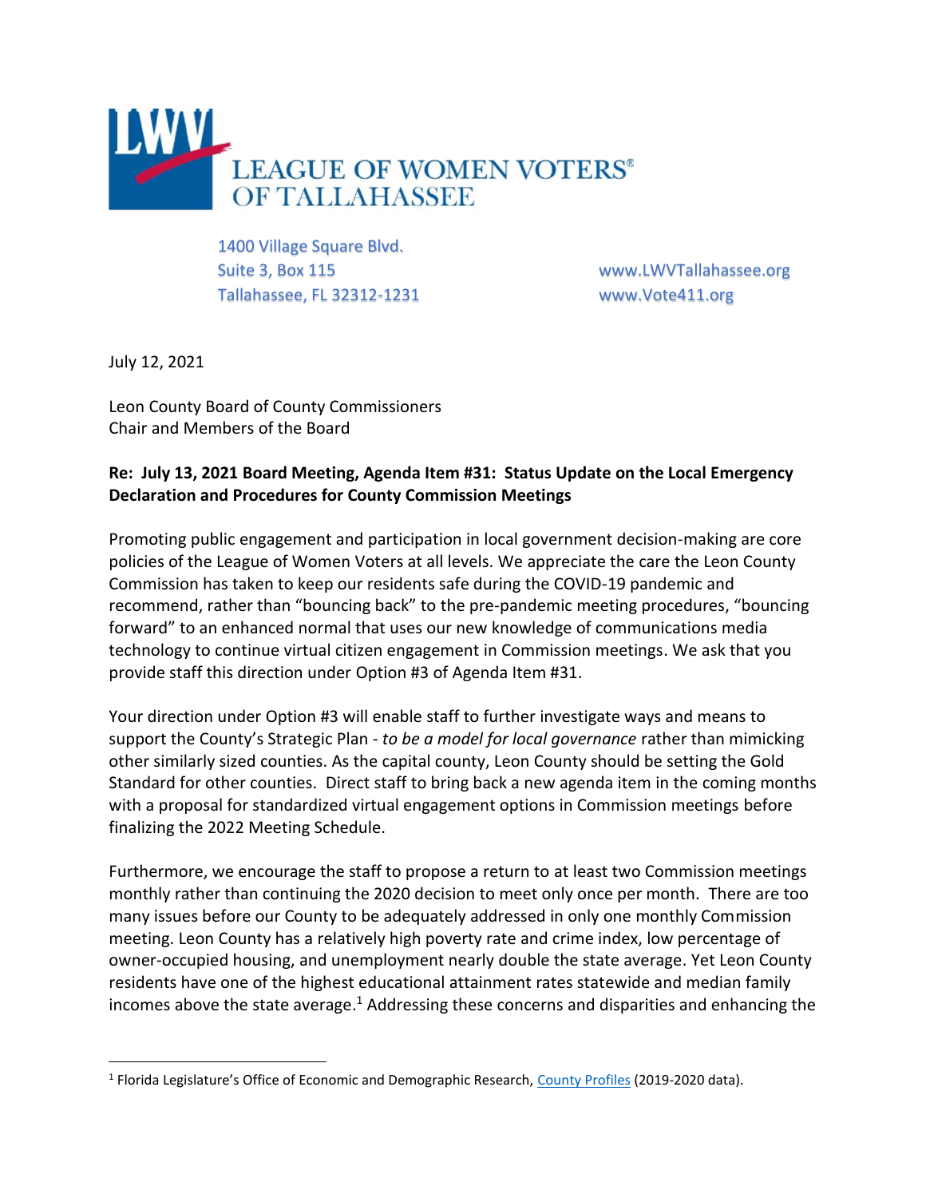LWV LEAGUE OF WOMEN VOTERS® OF TALLAHASSEE

1400 Village Square Blvd.
Suite 3, Box 115
Tallahassee, FL 32312-1231

www.LWVTallahassee.org
www.Vote411.org

July 12, 2021

Leon County Board of County Commissioners
Chair and Members of the Board

**Re: July 13, 2021 Board Meeting, Agenda Item #31: Status Update on the Local Emergency Declaration and Procedures for County Commission Meetings**

Promoting public engagement and participation in local government decision-making are core policies of the League of Women Voters at all levels. We appreciate the care the Leon County Commission has taken to keep our residents safe during the COVID-19 pandemic and recommend, rather than "bouncing back" to the pre-pandemic meeting procedures, "bouncing forward" to an enhanced normal that uses our new knowledge of communications media technology to continue virtual citizen engagement in Commission meetings. We ask that you provide staff this direction under Option #3 of Agenda Item #31.

Your direction under Option #3 will enable staff to further investigate ways and means to support the County's Strategic Plan - *to be a model for local governance* rather than mimicking other similarly sized counties. As the capital county, Leon County should be setting the Gold Standard for other counties. Direct staff to bring back a new agenda item in the coming months with a proposal for standardized virtual engagement options in Commission meetings before finalizing the 2022 Meeting Schedule.

Furthermore, we encourage the staff to propose a return to at least two Commission meetings monthly rather than continuing the 2020 decision to meet only once per month. There are too many issues before our County to be adequately addressed in only one monthly Commission meeting. Leon County has a relatively high poverty rate and crime index, low percentage of owner-occupied housing, and unemployment nearly double the state average. Yet Leon County residents have one of the highest educational attainment rates statewide and median family incomes above the state average.[1] Addressing these concerns and disparities and enhancing the

[1] Florida Legislature's Office of Economic and Demographic Research, County Profiles (2019-2020 data).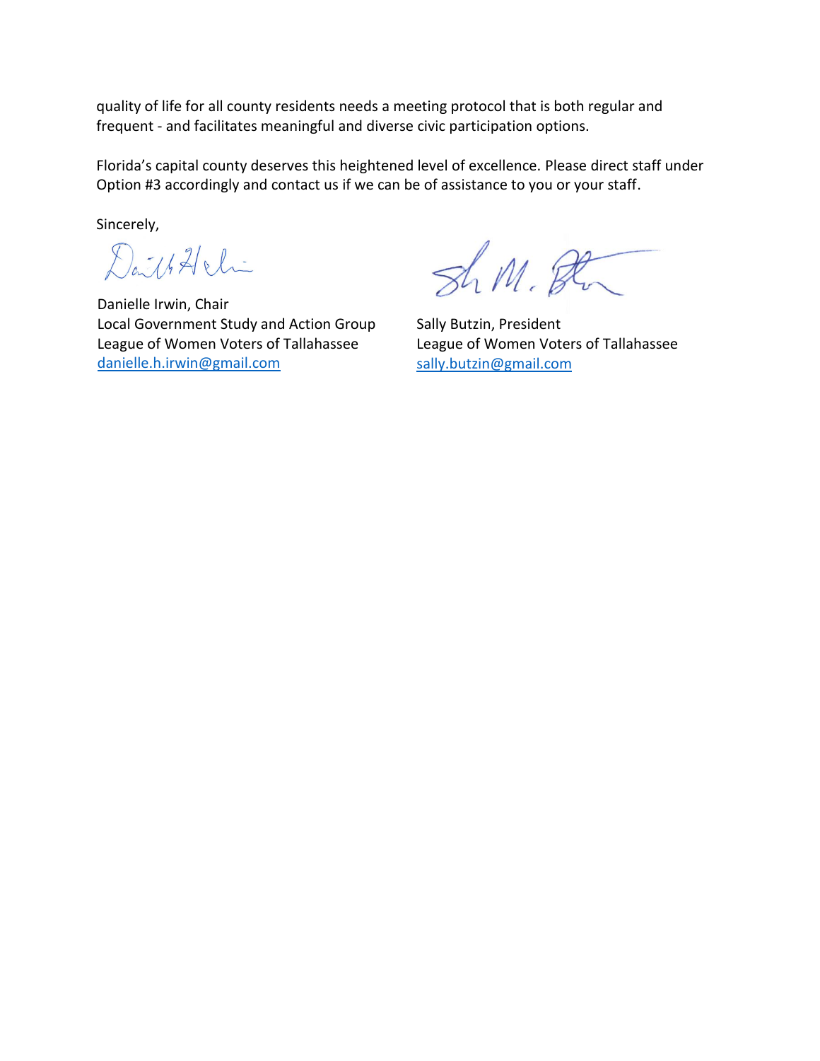quality of life for all county residents needs a meeting protocol that is both regular and frequent - and facilitates meaningful and diverse civic participation options.

Florida's capital county deserves this heightened level of excellence. Please direct staff under Option #3 accordingly and contact us if we can be of assistance to you or your staff.

Sincerely,

Danielle Irwin, Chair
Local Government Study and Action Group
League of Women Voters of Tallahassee
danielle.h.irwin@gmail.com

Sally Butzin, President
League of Women Voters of Tallahassee
sally.butzin@gmail.com